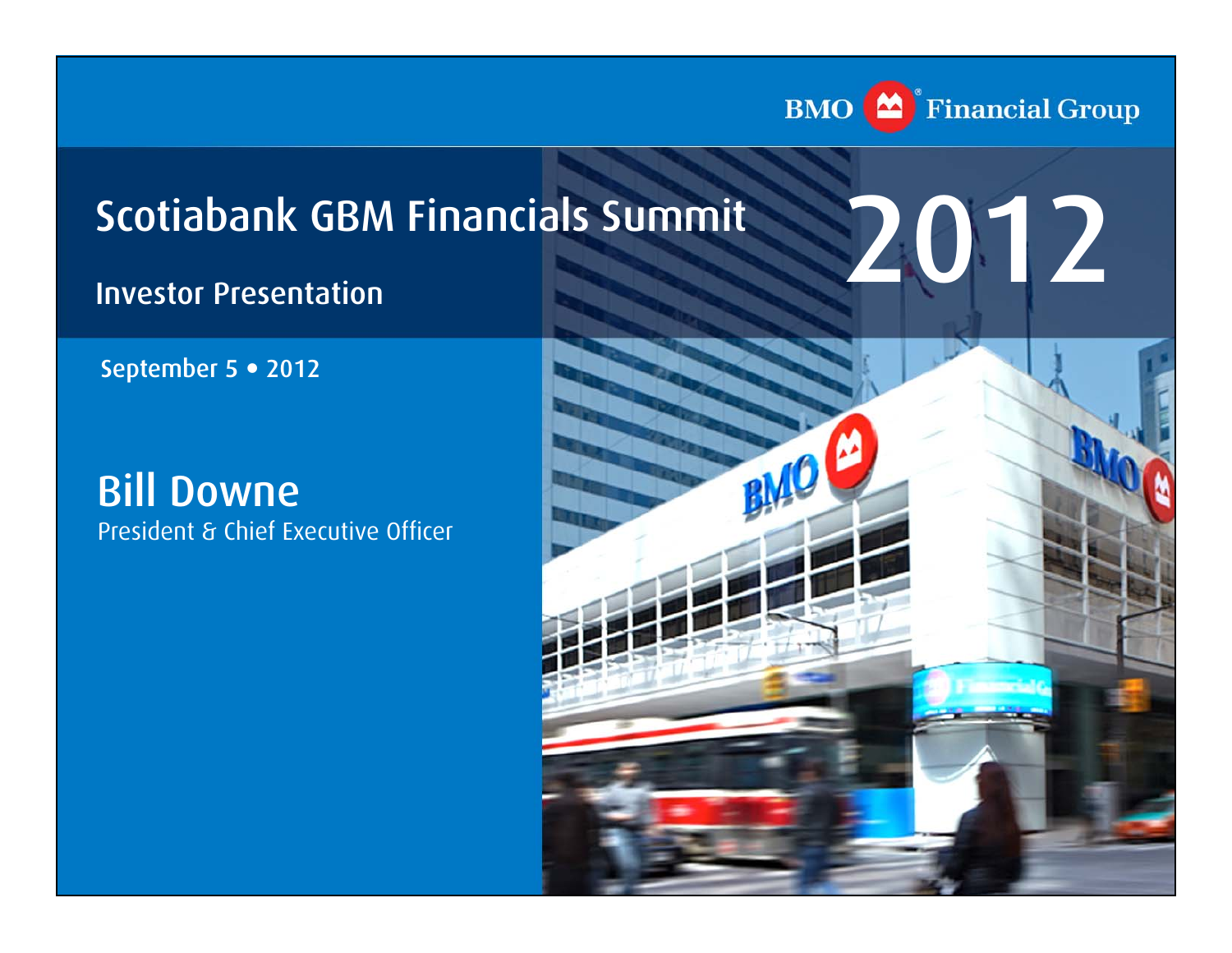BMO Financial Group

# Scotiabank GBM Financials Summit 2012

## Investor Presentation

September 5 • 2012

**Bill Downe**
President & Chief Executive Officer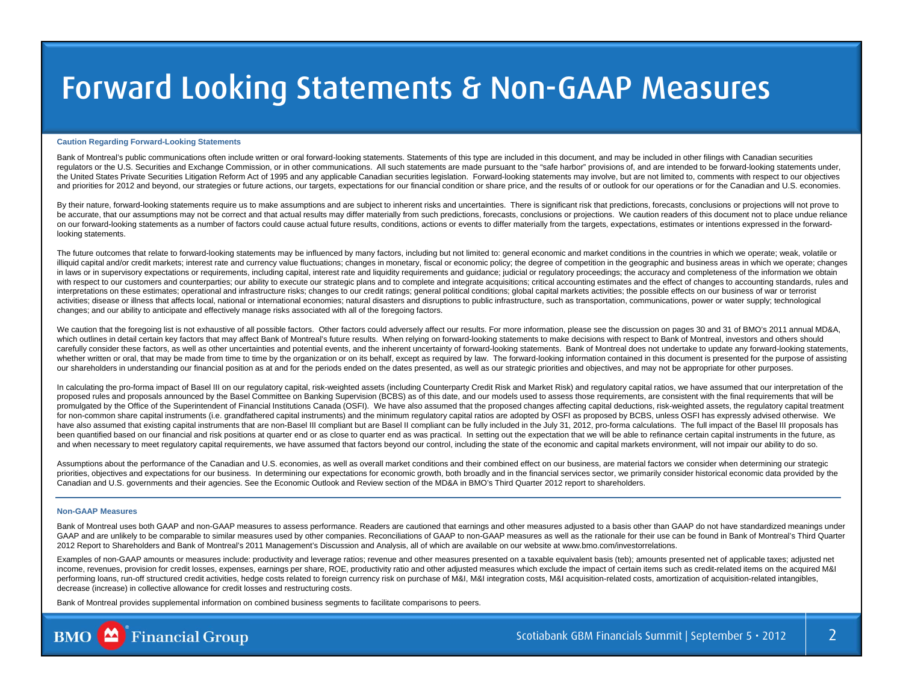# Forward Looking Statements & Non-GAAP Measures

### Caution Regarding Forward-Looking Statements

Bank of Montreal's public communications often include written or oral forward-looking statements. Statements of this type are included in this document, and may be included in other filings with Canadian securities regulators or the U.S. Securities and Exchange Commission, or in other communications. All such statements are made pursuant to the "safe harbor" provisions of, and are intended to be forward-looking statements under, the United States Private Securities Litigation Reform Act of 1995 and any applicable Canadian securities legislation. Forward-looking statements may involve, but are not limited to, comments with respect to our objectives and priorities for 2012 and beyond, our strategies or future actions, our targets, expectations for our financial condition or share price, and the results of or outlook for our operations or for the Canadian and U.S. economies.

By their nature, forward-looking statements require us to make assumptions and are subject to inherent risks and uncertainties. There is significant risk that predictions, forecasts, conclusions or projections will not prove to be accurate, that our assumptions may not be correct and that actual results may differ materially from such predictions, forecasts, conclusions or projections. We caution readers of this document not to place undue reliance on our forward-looking statements as a number of factors could cause actual future results, conditions, actions or events to differ materially from the targets, expectations, estimates or intentions expressed in the forward-looking statements.

The future outcomes that relate to forward-looking statements may be influenced by many factors, including but not limited to: general economic and market conditions in the countries in which we operate; weak, volatile or illiquid capital and/or credit markets; interest rate and currency value fluctuations; changes in monetary, fiscal or economic policy; the degree of competition in the geographic and business areas in which we operate; changes in laws or in supervisory expectations or requirements, including capital, interest rate and liquidity requirements and guidance; judicial or regulatory proceedings; the accuracy and completeness of the information we obtain with respect to our customers and counterparties; our ability to execute our strategic plans and to complete and integrate acquisitions; critical accounting estimates and the effect of changes to accounting standards, rules and interpretations on these estimates; operational and infrastructure risks; changes to our credit ratings; general political conditions; global capital markets activities; the possible effects on our business of war or terrorist activities; disease or illness that affects local, national or international economies; natural disasters and disruptions to public infrastructure, such as transportation, communications, power or water supply; technological changes; and our ability to anticipate and effectively manage risks associated with all of the foregoing factors.

We caution that the foregoing list is not exhaustive of all possible factors. Other factors could adversely affect our results. For more information, please see the discussion on pages 30 and 31 of BMO's 2011 annual MD&A, which outlines in detail certain key factors that may affect Bank of Montreal's future results. When relying on forward-looking statements to make decisions with respect to Bank of Montreal, investors and others should carefully consider these factors, as well as other uncertainties and potential events, and the inherent uncertainty of forward-looking statements. Bank of Montreal does not undertake to update any forward-looking statements, whether written or oral, that may be made from time to time by the organization or on its behalf, except as required by law. The forward-looking information contained in this document is presented for the purpose of assisting our shareholders in understanding our financial position as at and for the periods ended on the dates presented, as well as our strategic priorities and objectives, and may not be appropriate for other purposes.

In calculating the pro-forma impact of Basel III on our regulatory capital, risk-weighted assets (including Counterparty Credit Risk and Market Risk) and regulatory capital ratios, we have assumed that our interpretation of the proposed rules and proposals announced by the Basel Committee on Banking Supervision (BCBS) as of this date, and our models used to assess those requirements, are consistent with the final requirements that will be promulgated by the Office of the Superintendent of Financial Institutions Canada (OSFI). We have also assumed that the proposed changes affecting capital deductions, risk-weighted assets, the regulatory capital treatment for non-common share capital instruments (i.e. grandfathered capital instruments) and the minimum regulatory capital ratios are adopted by OSFI as proposed by BCBS, unless OSFI has expressly advised otherwise. We have also assumed that existing capital instruments that are non-Basel III compliant but are Basel II compliant can be fully included in the July 31, 2012, pro-forma calculations. The full impact of the Basel III proposals has been quantified based on our financial and risk positions at quarter end or as close to quarter end as was practical. In setting out the expectation that we will be able to refinance certain capital instruments in the future, as and when necessary to meet regulatory capital requirements, we have assumed that factors beyond our control, including the state of the economic and capital markets environment, will not impair our ability to do so.

Assumptions about the performance of the Canadian and U.S. economies, as well as overall market conditions and their combined effect on our business, are material factors we consider when determining our strategic priorities, objectives and expectations for our business. In determining our expectations for economic growth, both broadly and in the financial services sector, we primarily consider historical economic data provided by the Canadian and U.S. governments and their agencies. See the Economic Outlook and Review section of the MD&A in BMO's Third Quarter 2012 report to shareholders.

### Non-GAAP Measures

Bank of Montreal uses both GAAP and non-GAAP measures to assess performance. Readers are cautioned that earnings and other measures adjusted to a basis other than GAAP do not have standardized meanings under GAAP and are unlikely to be comparable to similar measures used by other companies. Reconciliations of GAAP to non-GAAP measures as well as the rationale for their use can be found in Bank of Montreal's Third Quarter 2012 Report to Shareholders and Bank of Montreal's 2011 Management's Discussion and Analysis, all of which are available on our website at www.bmo.com/investorrelations.

Examples of non-GAAP amounts or measures include: productivity and leverage ratios; revenue and other measures presented on a taxable equivalent basis (teb); amounts presented net of applicable taxes; adjusted net income, revenues, provision for credit losses, expenses, earnings per share, ROE, productivity ratio and other adjusted measures which exclude the impact of certain items such as credit-related items on the acquired M&I performing loans, run-off structured credit activities, hedge costs related to foreign currency risk on purchase of M&I, M&I integration costs, M&I acquisition-related costs, amortization of acquisition-related intangibles, decrease (increase) in collective allowance for credit losses and restructuring costs.

Bank of Montreal provides supplemental information on combined business segments to facilitate comparisons to peers.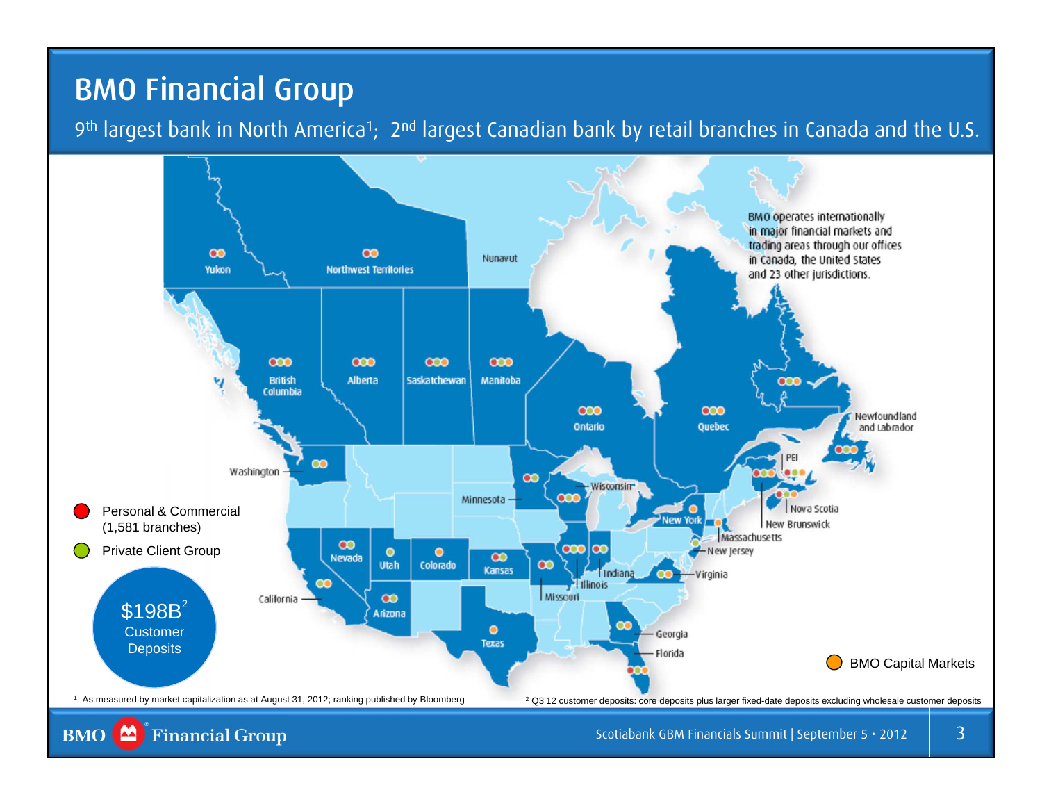# BMO Financial Group

9th largest bank in North America[1]; 2nd largest Canadian bank by retail branches in Canada and the U.S.

BMO operates internationally in major financial markets and trading areas through our offices in Canada, the United States and 23 other jurisdictions.

Yukon, Northwest Territories, Nunavut, British Columbia, Alberta, Saskatchewan, Manitoba, Ontario, Quebec, Newfoundland and Labrador, PEI, Nova Scotia, New Brunswick, Washington, Minnesota, Wisconsin, New York, Massachusetts, New Jersey, Nevada, Utah, Colorado, Kansas, Indiana, Illinois, Missouri, Virginia, California, Arizona, Texas, Georgia, Florida

- Personal & Commercial (1,581 branches)
- Private Client Group
- BMO Capital Markets

$198B[2] Customer Deposits

[1] As measured by market capitalization as at August 31, 2012; ranking published by Bloomberg

[2] Q3'12 customer deposits: core deposits plus larger fixed-date deposits excluding wholesale customer deposits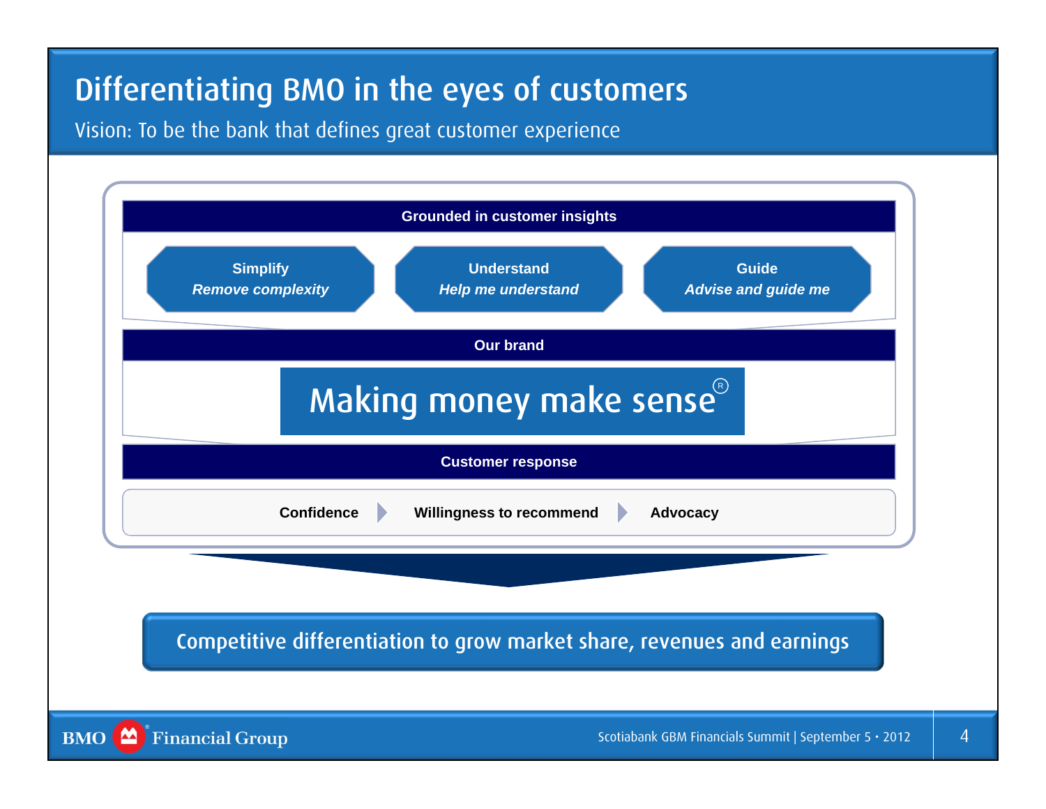# Differentiating BMO in the eyes of customers

Vision: To be the bank that defines great customer experience

**Grounded in customer insights**

- **Simplify** — ***Remove complexity***
- **Understand** — ***Help me understand***
- **Guide** — ***Advise and guide me***

**Our brand**

Making money make sense®

**Customer response**

**Confidence** → **Willingness to recommend** → **Advocacy**

Competitive differentiation to grow market share, revenues and earnings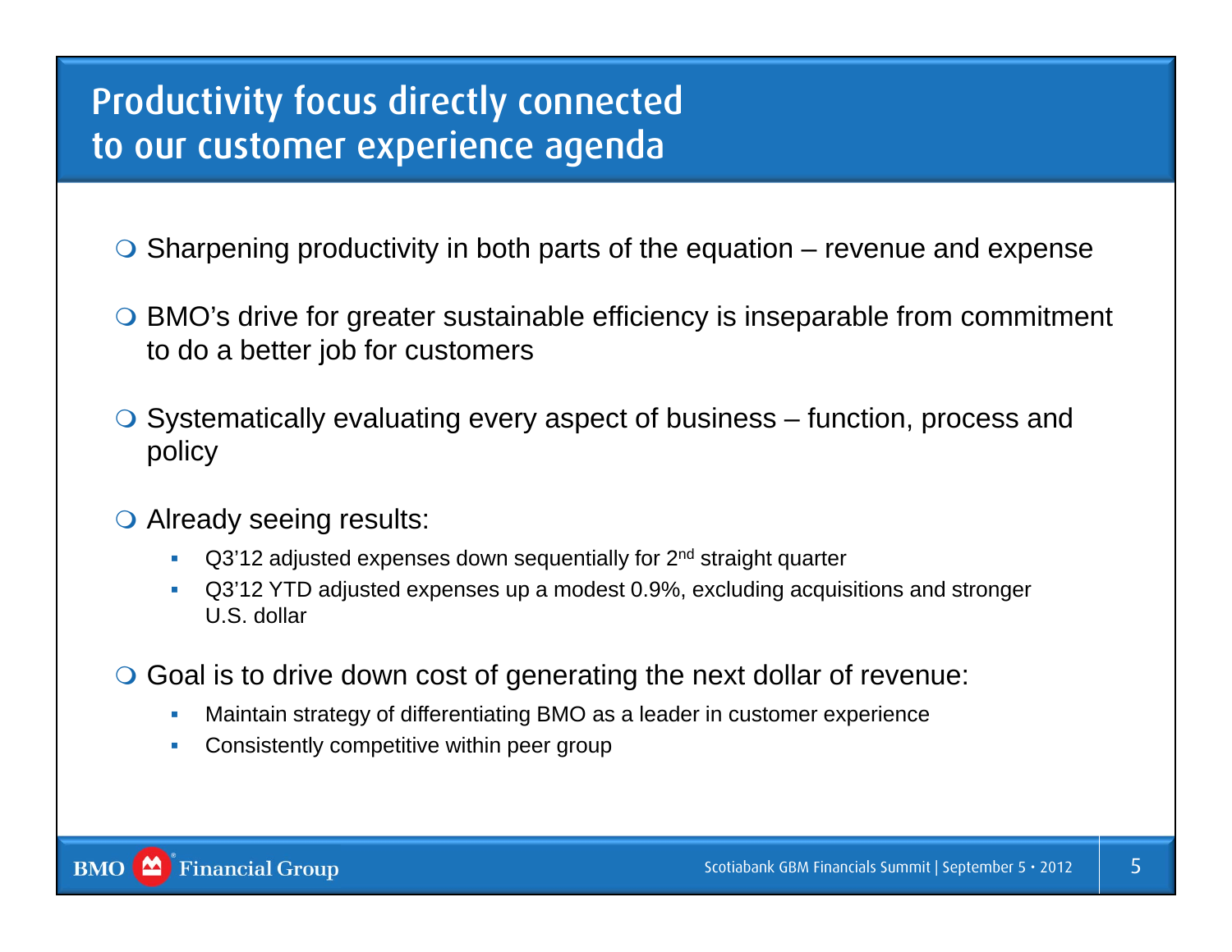# Productivity focus directly connected to our customer experience agenda

- Sharpening productivity in both parts of the equation – revenue and expense
- BMO's drive for greater sustainable efficiency is inseparable from commitment to do a better job for customers
- Systematically evaluating every aspect of business – function, process and policy
- Already seeing results:
  - Q3'12 adjusted expenses down sequentially for 2nd straight quarter
  - Q3'12 YTD adjusted expenses up a modest 0.9%, excluding acquisitions and stronger U.S. dollar
- Goal is to drive down cost of generating the next dollar of revenue:
  - Maintain strategy of differentiating BMO as a leader in customer experience
  - Consistently competitive within peer group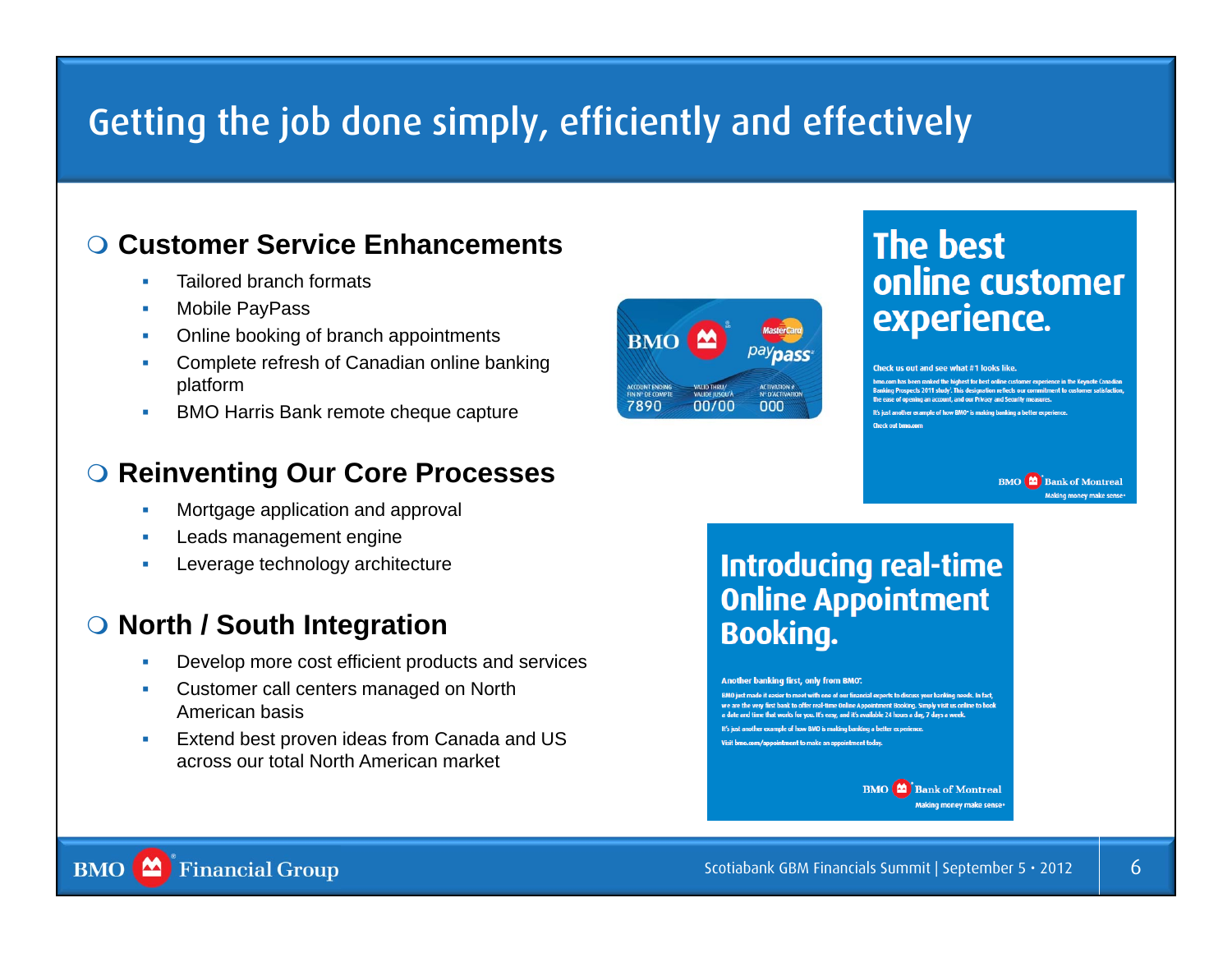# Getting the job done simply, efficiently and effectively

## Customer Service Enhancements

- Tailored branch formats
- Mobile PayPass
- Online booking of branch appointments
- Complete refresh of Canadian online banking platform
- BMO Harris Bank remote cheque capture

## Reinventing Our Core Processes

- Mortgage application and approval
- Leads management engine
- Leverage technology architecture

## North / South Integration

- Develop more cost efficient products and services
- Customer call centers managed on North American basis
- Extend best proven ideas from Canada and US across our total North American market

**The best online customer experience.**

Check us out and see what #1 looks like.

bmo.com has been ranked the highest for best online customer experience in the Keynote Canadian Banking Prospects 2011 study¹. This designation reflects our commitment to customer satisfaction, the ease of opening an account, and our Privacy and Security measures.

It's just another example of how BMO® is making banking a better experience.

Check out bmo.com

BMO Bank of Montreal — Making money make sense®

**Introducing real-time Online Appointment Booking.**

Another banking first, only from BMO.

BMO just made it easier to meet with one of our financial experts to discuss your banking needs. In fact, we are the very first bank to offer real-time Online Appointment Booking. Simply visit us online to book a date and time that works for you. It's easy, and it's available 24 hours a day, 7 days a week.

It's just another example of how BMO is making banking a better experience.

Visit bmo.com/appointment to make an appointment today.

BMO Bank of Montreal — Making money make sense®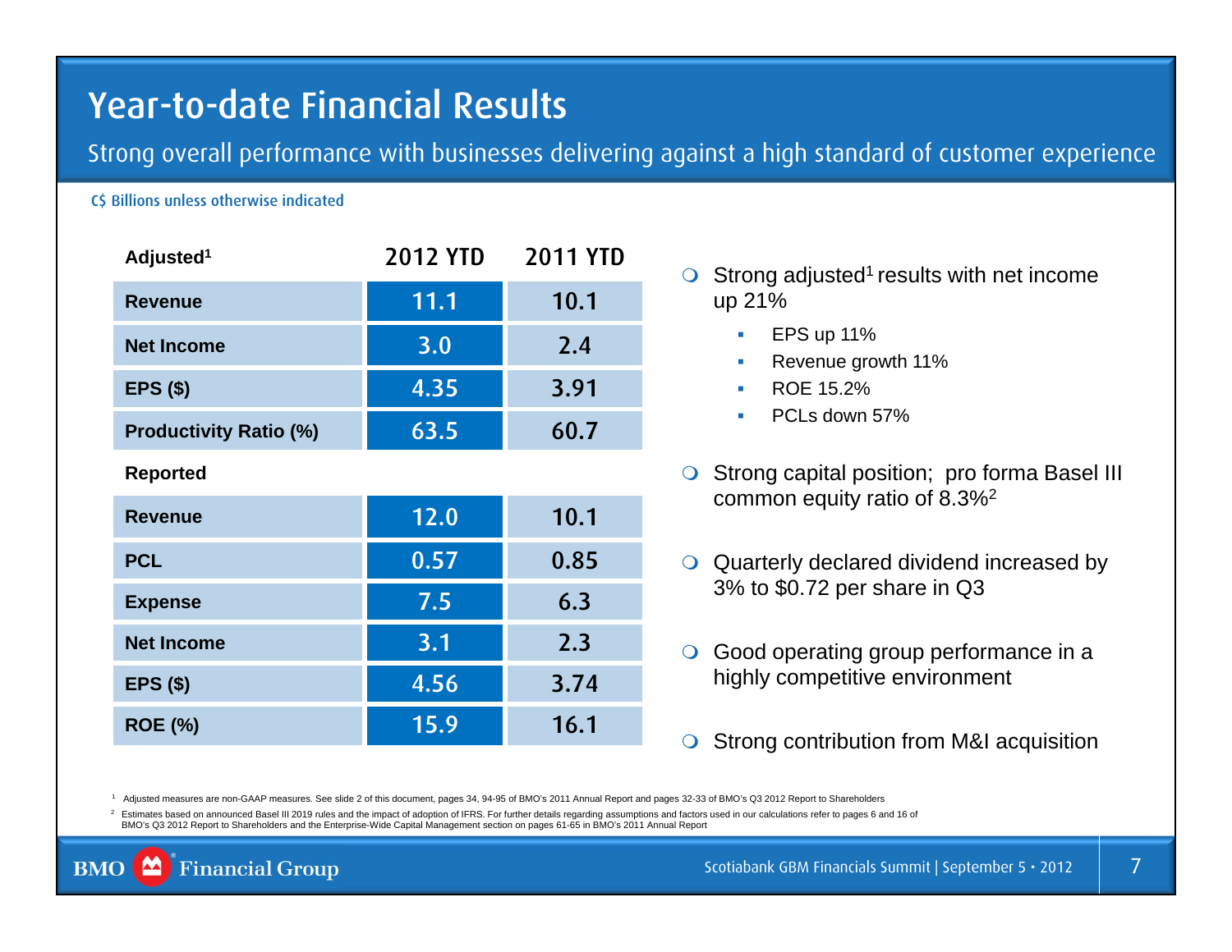# Year-to-date Financial Results

Strong overall performance with businesses delivering against a high standard of customer experience

C$ Billions unless otherwise indicated

| Adjusted[1] | 2012 YTD | 2011 YTD |
|---|---|---|
| Revenue | 11.1 | 10.1 |
| Net Income | 3.0 | 2.4 |
| EPS ($) | 4.35 | 3.91 |
| Productivity Ratio (%) | 63.5 | 60.7 |
| **Reported** | | |
| Revenue | 12.0 | 10.1 |
| PCL | 0.57 | 0.85 |
| Expense | 7.5 | 6.3 |
| Net Income | 3.1 | 2.3 |
| EPS ($) | 4.56 | 3.74 |
| ROE (%) | 15.9 | 16.1 |

- Strong adjusted[1] results with net income up 21%
  - EPS up 11%
  - Revenue growth 11%
  - ROE 15.2%
  - PCLs down 57%
- Strong capital position; pro forma Basel III common equity ratio of 8.3%[2]
- Quarterly declared dividend increased by 3% to $0.72 per share in Q3
- Good operating group performance in a highly competitive environment
- Strong contribution from M&I acquisition

[1] Adjusted measures are non-GAAP measures. See slide 2 of this document, pages 34, 94-95 of BMO's 2011 Annual Report and pages 32-33 of BMO's Q3 2012 Report to Shareholders

[2] Estimates based on announced Basel III 2019 rules and the impact of adoption of IFRS. For further details regarding assumptions and factors used in our calculations refer to pages 6 and 16 of BMO's Q3 2012 Report to Shareholders and the Enterprise-Wide Capital Management section on pages 61-65 in BMO's 2011 Annual Report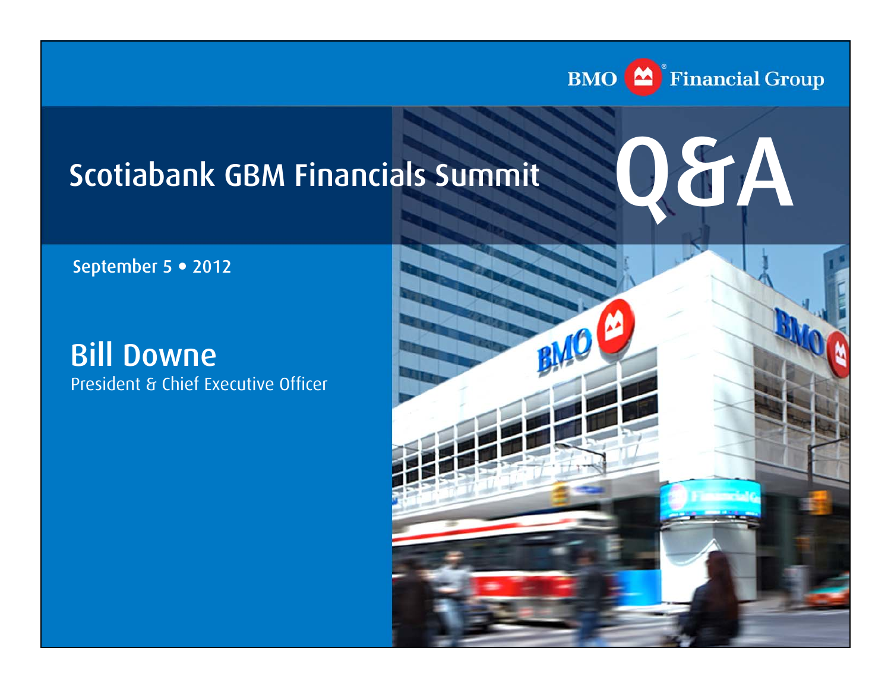# Scotiabank GBM Financials Summit

# Q&A

September 5 • 2012

## Bill Downe

President & Chief Executive Officer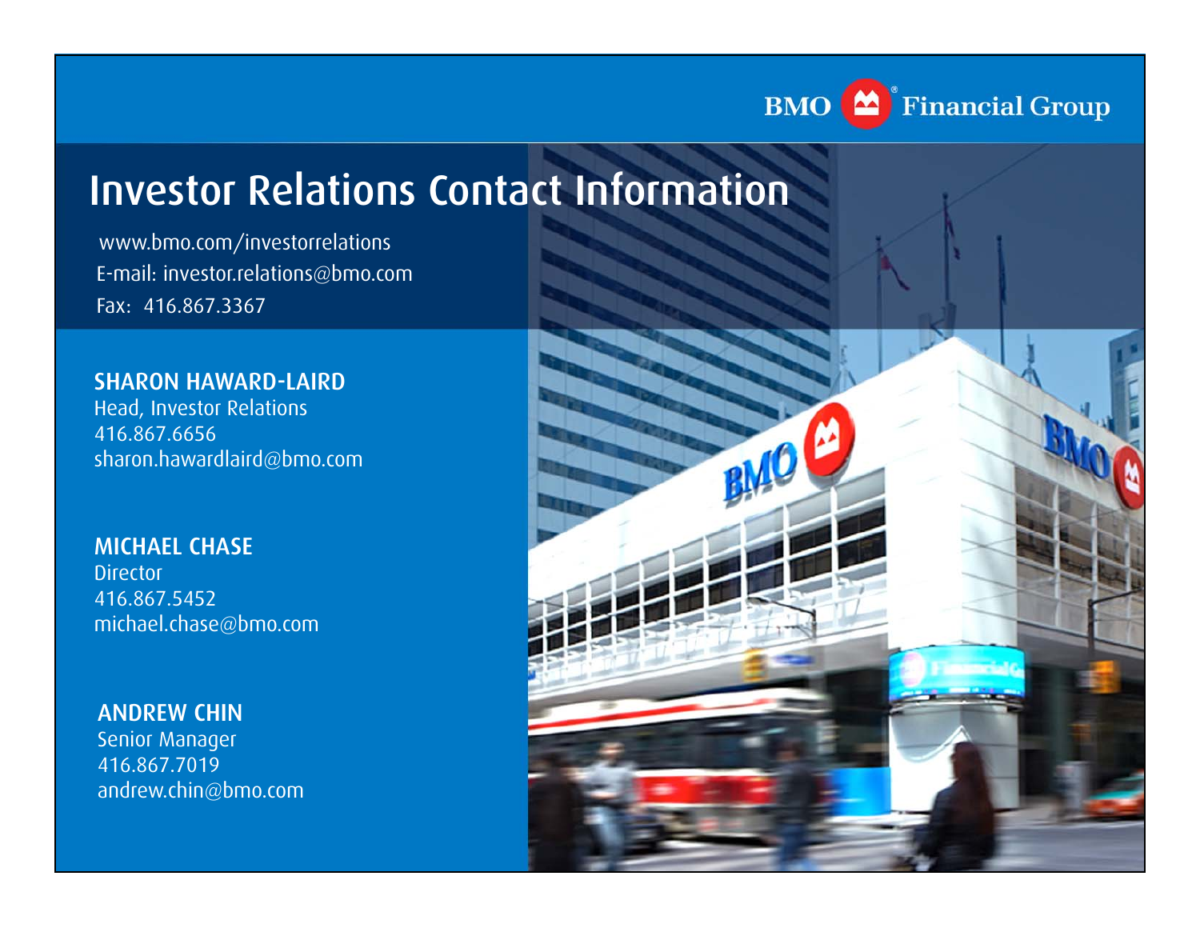BMO Financial Group

# Investor Relations Contact Information

www.bmo.com/investorrelations
E-mail: investor.relations@bmo.com
Fax: 416.867.3367

**SHARON HAWARD-LAIRD**
Head, Investor Relations
416.867.6656
sharon.hawardlaird@bmo.com

**MICHAEL CHASE**
Director
416.867.5452
michael.chase@bmo.com

**ANDREW CHIN**
Senior Manager
416.867.7019
andrew.chin@bmo.com